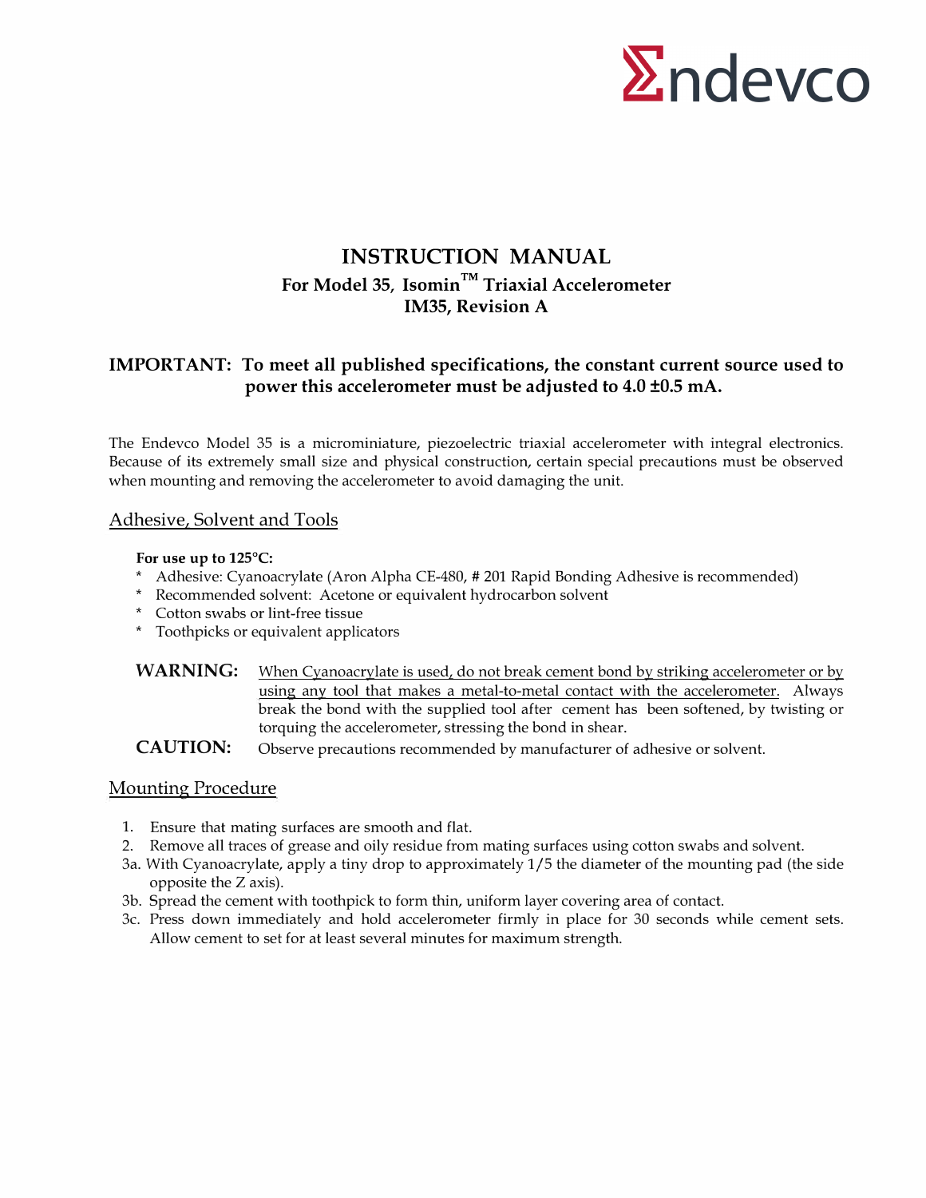Endevco

# INSTRUCTION MANUAL

## For Model 35, Isomin™ Triaxial Accelerometer

## IM35, Revision A

**IMPORTANT: To meet all published specifications, the constant current source used to power this accelerometer must be adjusted to 4.0 ±0.5 mA.**

The Endevco Model 35 is a microminiature, piezoelectric triaxial accelerometer with integral electronics. Because of its extremely small size and physical construction, certain special precautions must be observed when mounting and removing the accelerometer to avoid damaging the unit.

## Adhesive, Solvent and Tools

**For use up to 125°C:**

* Adhesive: Cyanoacrylate (Aron Alpha CE-480, # 201 Rapid Bonding Adhesive is recommended)
* Recommended solvent: Acetone or equivalent hydrocarbon solvent
* Cotton swabs or lint-free tissue
* Toothpicks or equivalent applicators

**WARNING:** <u>When Cyanoacrylate is used, do not break cement bond by striking accelerometer or by using any tool that makes a metal-to-metal contact with the accelerometer.</u> Always break the bond with the supplied tool after cement has been softened, by twisting or torquing the accelerometer, stressing the bond in shear.

**CAUTION:** Observe precautions recommended by manufacturer of adhesive or solvent.

## Mounting Procedure

1. Ensure that mating surfaces are smooth and flat.
2. Remove all traces of grease and oily residue from mating surfaces using cotton swabs and solvent.

3a. With Cyanoacrylate, apply a tiny drop to approximately 1/5 the diameter of the mounting pad (the side opposite the Z axis).

3b. Spread the cement with toothpick to form thin, uniform layer covering area of contact.

3c. Press down immediately and hold accelerometer firmly in place for 30 seconds while cement sets. Allow cement to set for at least several minutes for maximum strength.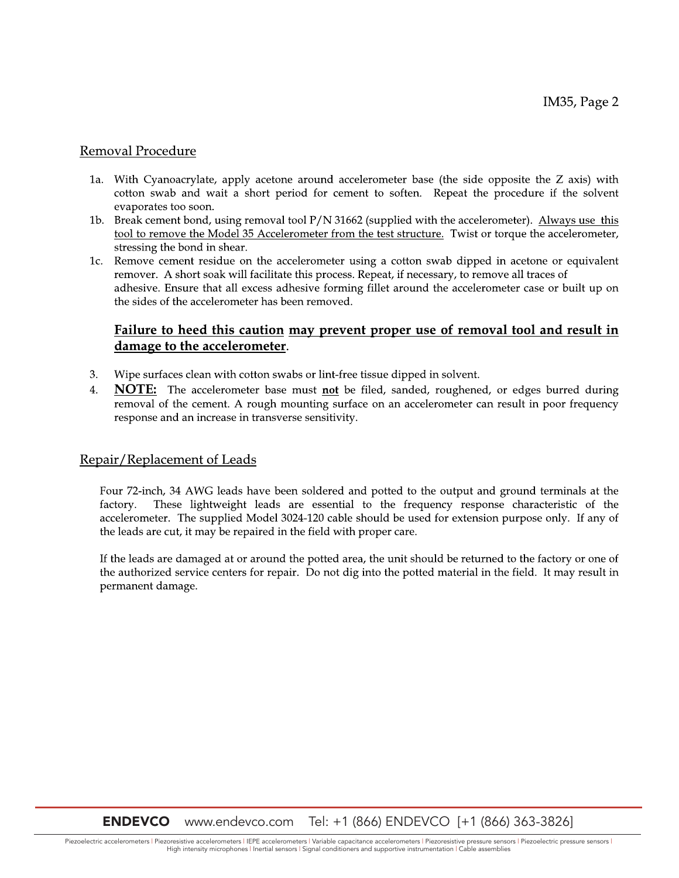## Removal Procedure

1a. With Cyanoacrylate, apply acetone around accelerometer base (the side opposite the Z axis) with cotton swab and wait a short period for cement to soften. Repeat the procedure if the solvent evaporates too soon.

1b. Break cement bond, using removal tool P/N 31662 (supplied with the accelerometer). <u>Always use this tool to remove the Model 35 Accelerometer from the test structure.</u> Twist or torque the accelerometer, stressing the bond in shear.

1c. Remove cement residue on the accelerometer using a cotton swab dipped in acetone or equivalent remover. A short soak will facilitate this process. Repeat, if necessary, to remove all traces of adhesive. Ensure that all excess adhesive forming fillet around the accelerometer case or built up on the sides of the accelerometer has been removed.

**<u>Failure to heed this caution</u> <u>may prevent proper use of removal tool and result in damage to the accelerometer</u>.**

3. Wipe surfaces clean with cotton swabs or lint-free tissue dipped in solvent.
4. **<u>NOTE:</u>** The accelerometer base must **<u>not</u>** be filed, sanded, roughened, or edges burred during removal of the cement. A rough mounting surface on an accelerometer can result in poor frequency response and an increase in transverse sensitivity.

## Repair/Replacement of Leads

Four 72-inch, 34 AWG leads have been soldered and potted to the output and ground terminals at the factory. These lightweight leads are essential to the frequency response characteristic of the accelerometer. The supplied Model 3024-120 cable should be used for extension purpose only. If any of the leads are cut, it may be repaired in the field with proper care.

If the leads are damaged at or around the potted area, the unit should be returned to the factory or one of the authorized service centers for repair. Do not dig into the potted material in the field. It may result in permanent damage.